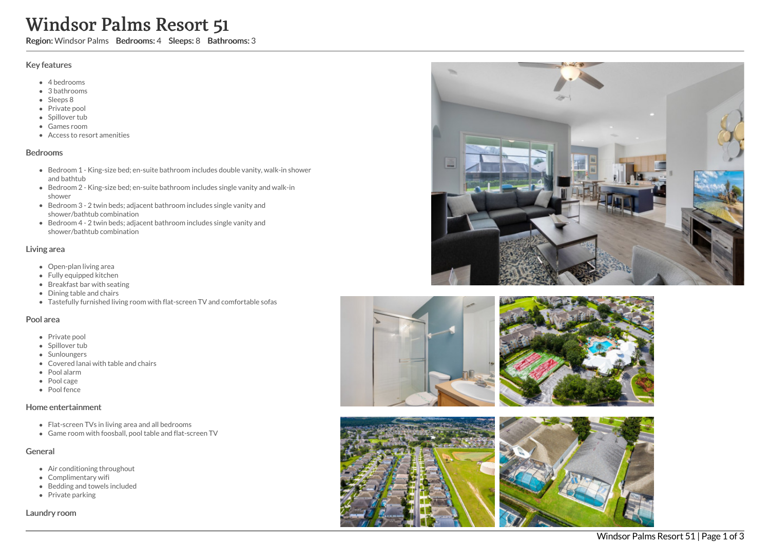# Windsor Palms Resort 51

**Region:** Windsor Palms **Bedrooms:** 4 **Sleeps:** 8 **Bathrooms:** 3

## Key features

- 4 bedrooms
- 3 bathrooms
- Sleeps 8
- Private pool
- Spillover tub
- Games room
- Access to resort amenities

## Bedrooms

- Bedroom 1 - King-size bed; en-suite bathroom includes double vanity, walk-in shower and bathtub
- Bedroom 2 - King-size bed; en-suite bathroom includes single vanity and walk-in shower
- Bedroom 3 - 2 twin beds; adjacent bathroom includes single vanity and shower/bathtub combination
- Bedroom 4 - 2 twin beds; adjacent bathroom includes single vanity and shower/bathtub combination

## Living area

- Open-plan living area
- Fully equipped kitchen
- Breakfast bar with seating
- Dining table and chairs
- Tastefully furnished living room with flat-screen TV and comfortable sofas

## Pool area

- Private pool
- Spillover tub
- Sunloungers
- Covered lanai with table and chairs
- Pool alarm
- Pool cage
- Pool fence

## Home entertainment

- Flat-screen TVs in living area and all bedrooms
- Game room with foosball, pool table and flat-screen TV

## General

- Air conditioning throughout
- Complimentary wifi
- Bedding and towels included
- Private parking

## Laundry room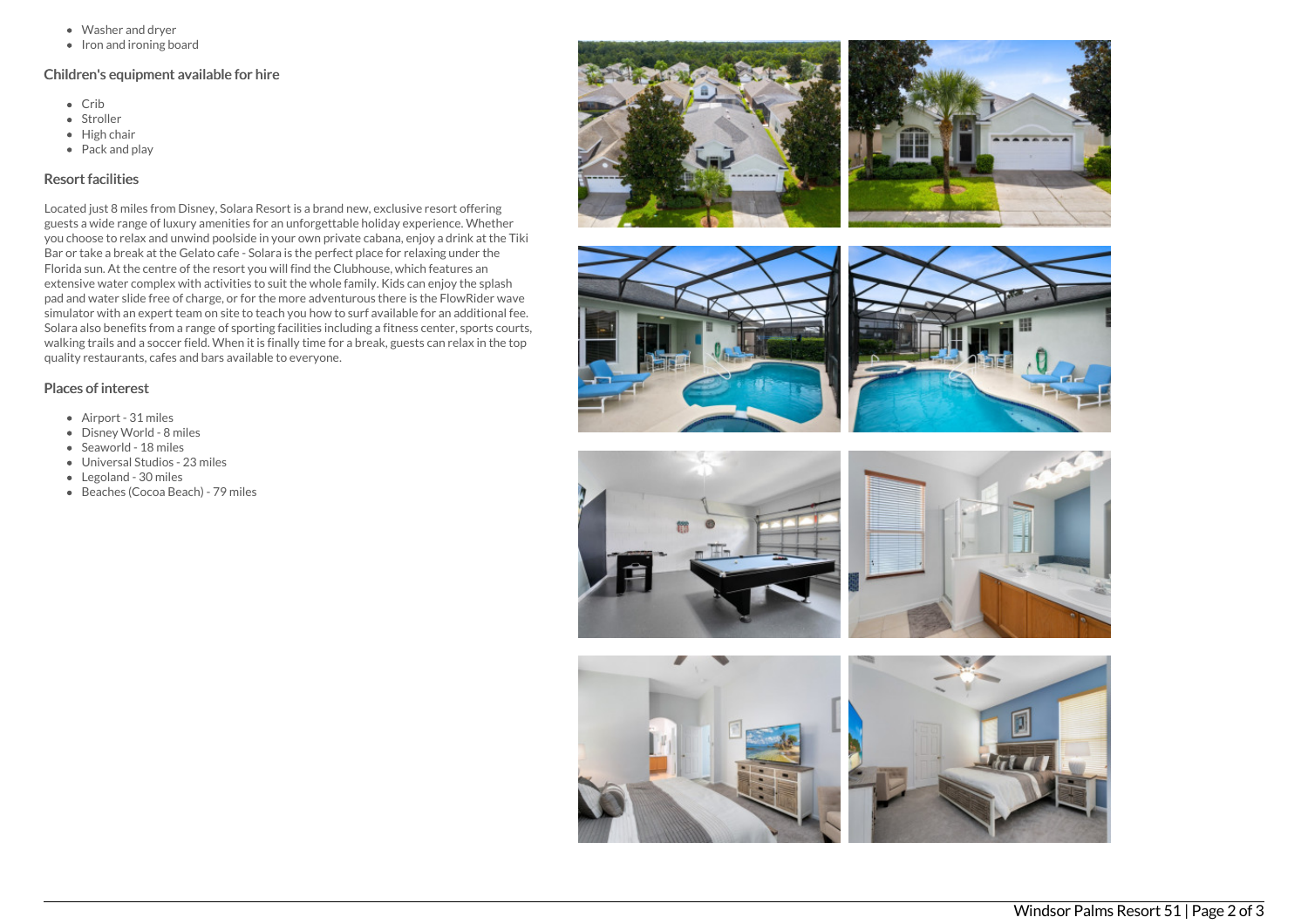- Washer and dryer
- Iron and ironing board

## Children's equipment available for hire

- Crib
- Stroller
- High chair
- Pack and play

## Resort facilities

Located just 8 miles from Disney, Solara Resort is a brand new, exclusive resort offering guests a wide range of luxury amenities for an unforgettable holiday experience. Whether you choose to relax and unwind poolside in your own private cabana, enjoy a drink at the Tiki Bar or take a break at the Gelato cafe - Solara is the perfect place for relaxing under the Florida sun. At the centre of the resort you will find the Clubhouse, which features an extensive water complex with activities to suit the whole family. Kids can enjoy the splash pad and water slide free of charge, or for the more adventurous there is the FlowRider wave simulator with an expert team on site to teach you how to surf available for an additional fee. Solara also benefits from a range of sporting facilities including a fitness center, sports courts, walking trails and a soccer field. When it is finally time for a break, guests can relax in the top quality restaurants, cafes and bars available to everyone.

## Places of interest

- Airport - 31 miles
- Disney World - 8 miles
- Seaworld - 18 miles
- Universal Studios - 23 miles
- Legoland - 30 miles
- Beaches (Cocoa Beach) - 79 miles